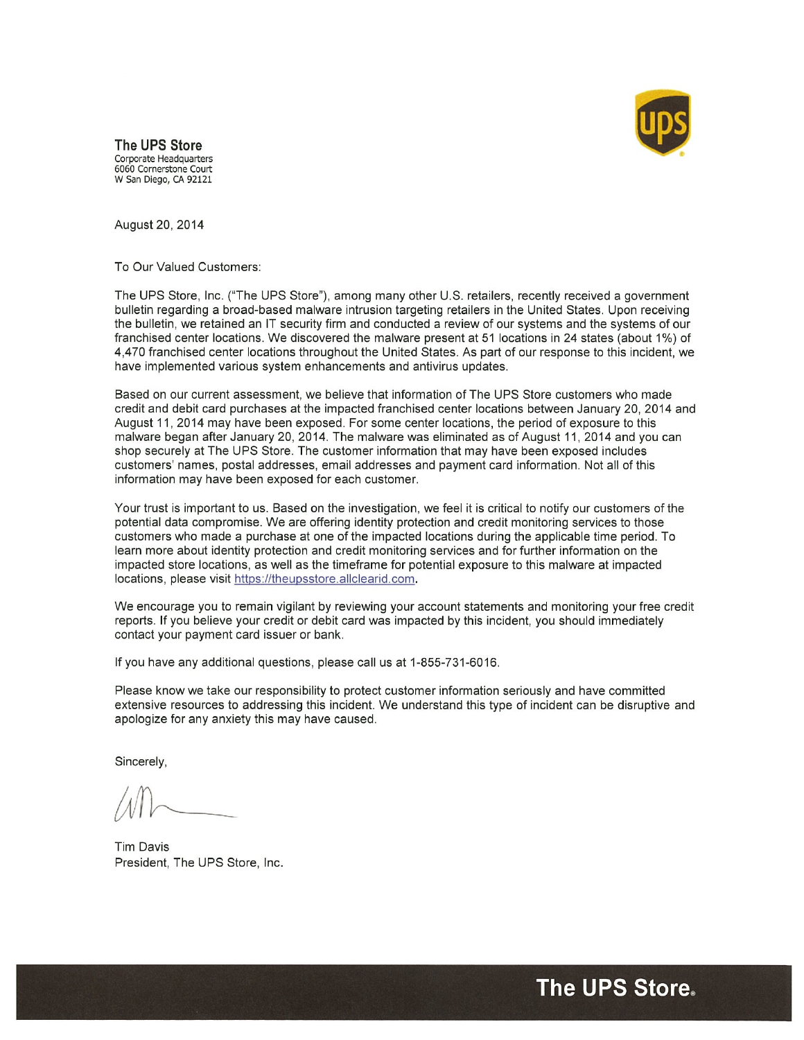**The UPS Store**
Corporate Headquarters
6060 Cornerstone Court
W San Diego, CA 92121

August 20, 2014

To Our Valued Customers:

The UPS Store, Inc. ("The UPS Store"), among many other U.S. retailers, recently received a government bulletin regarding a broad-based malware intrusion targeting retailers in the United States. Upon receiving the bulletin, we retained an IT security firm and conducted a review of our systems and the systems of our franchised center locations. We discovered the malware present at 51 locations in 24 states (about 1%) of 4,470 franchised center locations throughout the United States. As part of our response to this incident, we have implemented various system enhancements and antivirus updates.

Based on our current assessment, we believe that information of The UPS Store customers who made credit and debit card purchases at the impacted franchised center locations between January 20, 2014 and August 11, 2014 may have been exposed. For some center locations, the period of exposure to this malware began after January 20, 2014. The malware was eliminated as of August 11, 2014 and you can shop securely at The UPS Store. The customer information that may have been exposed includes customers' names, postal addresses, email addresses and payment card information. Not all of this information may have been exposed for each customer.

Your trust is important to us. Based on the investigation, we feel it is critical to notify our customers of the potential data compromise. We are offering identity protection and credit monitoring services to those customers who made a purchase at one of the impacted locations during the applicable time period. To learn more about identity protection and credit monitoring services and for further information on the impacted store locations, as well as the timeframe for potential exposure to this malware at impacted locations, please visit https://theupsstore.allclearid.com.

We encourage you to remain vigilant by reviewing your account statements and monitoring your free credit reports. If you believe your credit or debit card was impacted by this incident, you should immediately contact your payment card issuer or bank.

If you have any additional questions, please call us at 1-855-731-6016.

Please know we take our responsibility to protect customer information seriously and have committed extensive resources to addressing this incident. We understand this type of incident can be disruptive and apologize for any anxiety this may have caused.

Sincerely,

Tim Davis
President, The UPS Store, Inc.

**The UPS Store**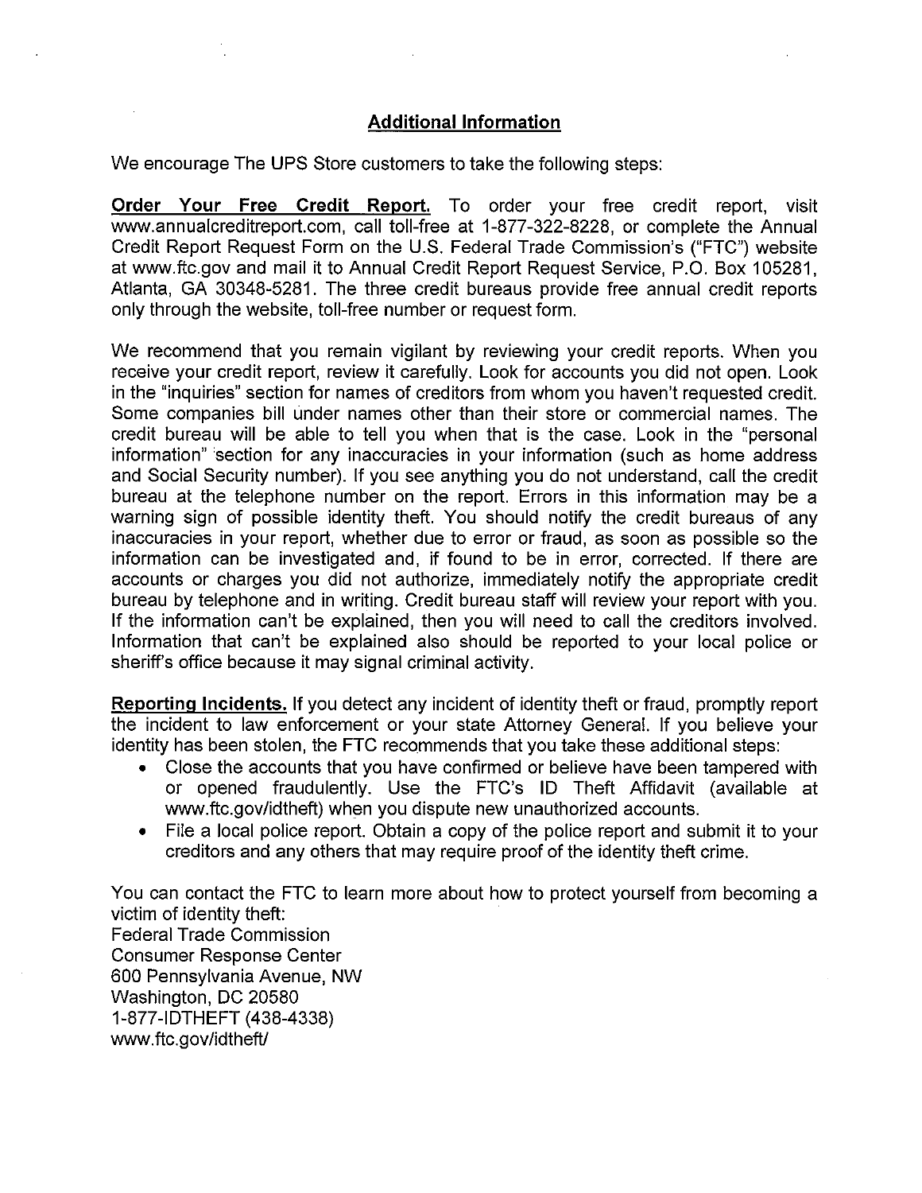## Additional Information

We encourage The UPS Store customers to take the following steps:

**Order Your Free Credit Report.** To order your free credit report, visit www.annualcreditreport.com, call toll-free at 1-877-322-8228, or complete the Annual Credit Report Request Form on the U.S. Federal Trade Commission's ("FTC") website at www.ftc.gov and mail it to Annual Credit Report Request Service, P.O. Box 105281, Atlanta, GA 30348-5281. The three credit bureaus provide free annual credit reports only through the website, toll-free number or request form.

We recommend that you remain vigilant by reviewing your credit reports. When you receive your credit report, review it carefully. Look for accounts you did not open. Look in the "inquiries" section for names of creditors from whom you haven't requested credit. Some companies bill under names other than their store or commercial names. The credit bureau will be able to tell you when that is the case. Look in the "personal information" section for any inaccuracies in your information (such as home address and Social Security number). If you see anything you do not understand, call the credit bureau at the telephone number on the report. Errors in this information may be a warning sign of possible identity theft. You should notify the credit bureaus of any inaccuracies in your report, whether due to error or fraud, as soon as possible so the information can be investigated and, if found to be in error, corrected. If there are accounts or charges you did not authorize, immediately notify the appropriate credit bureau by telephone and in writing. Credit bureau staff will review your report with you. If the information can't be explained, then you will need to call the creditors involved. Information that can't be explained also should be reported to your local police or sheriff's office because it may signal criminal activity.

**Reporting Incidents.** If you detect any incident of identity theft or fraud, promptly report the incident to law enforcement or your state Attorney General. If you believe your identity has been stolen, the FTC recommends that you take these additional steps:

- Close the accounts that you have confirmed or believe have been tampered with or opened fraudulently. Use the FTC's ID Theft Affidavit (available at www.ftc.gov/idtheft) when you dispute new unauthorized accounts.
- File a local police report. Obtain a copy of the police report and submit it to your creditors and any others that may require proof of the identity theft crime.

You can contact the FTC to learn more about how to protect yourself from becoming a victim of identity theft:
Federal Trade Commission
Consumer Response Center
600 Pennsylvania Avenue, NW
Washington, DC 20580
1-877-IDTHEFT (438-4338)
www.ftc.gov/idtheft/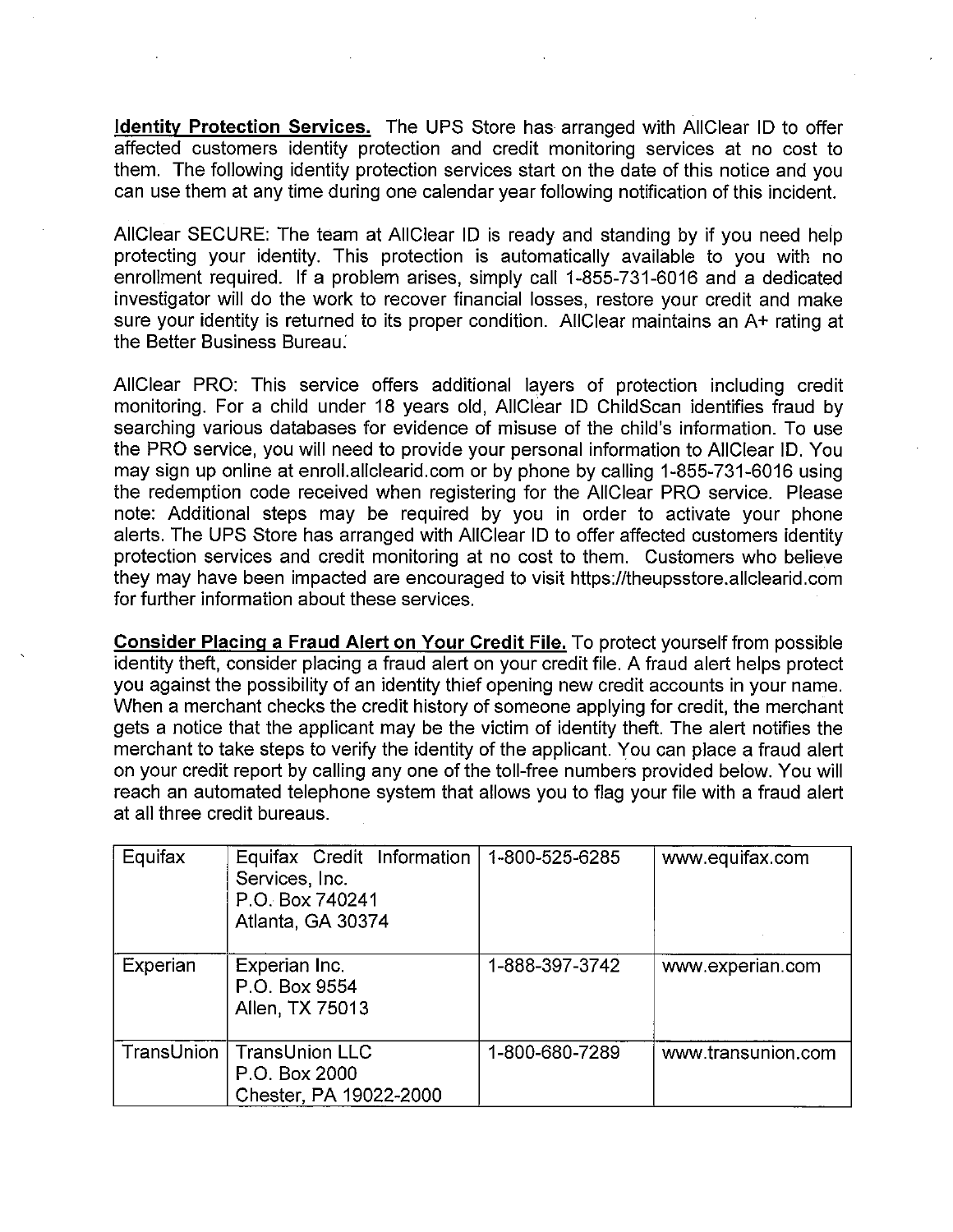**Identity Protection Services.** The UPS Store has arranged with AllClear ID to offer affected customers identity protection and credit monitoring services at no cost to them. The following identity protection services start on the date of this notice and you can use them at any time during one calendar year following notification of this incident.

AllClear SECURE: The team at AllClear ID is ready and standing by if you need help protecting your identity. This protection is automatically available to you with no enrollment required. If a problem arises, simply call 1-855-731-6016 and a dedicated investigator will do the work to recover financial losses, restore your credit and make sure your identity is returned to its proper condition. AllClear maintains an A+ rating at the Better Business Bureau.

AllClear PRO: This service offers additional layers of protection including credit monitoring. For a child under 18 years old, AllClear ID ChildScan identifies fraud by searching various databases for evidence of misuse of the child's information. To use the PRO service, you will need to provide your personal information to AllClear ID. You may sign up online at enroll.allclearid.com or by phone by calling 1-855-731-6016 using the redemption code received when registering for the AllClear PRO service. Please note: Additional steps may be required by you in order to activate your phone alerts. The UPS Store has arranged with AllClear ID to offer affected customers identity protection services and credit monitoring at no cost to them. Customers who believe they may have been impacted are encouraged to visit https://theupsstore.allclearid.com for further information about these services.

**Consider Placing a Fraud Alert on Your Credit File.** To protect yourself from possible identity theft, consider placing a fraud alert on your credit file. A fraud alert helps protect you against the possibility of an identity thief opening new credit accounts in your name. When a merchant checks the credit history of someone applying for credit, the merchant gets a notice that the applicant may be the victim of identity theft. The alert notifies the merchant to take steps to verify the identity of the applicant. You can place a fraud alert on your credit report by calling any one of the toll-free numbers provided below. You will reach an automated telephone system that allows you to flag your file with a fraud alert at all three credit bureaus.

| | | | |
|---|---|---|---|
| Equifax | Equifax Credit Information Services, Inc.<br>P.O. Box 740241<br>Atlanta, GA 30374 | 1-800-525-6285 | www.equifax.com |
| Experian | Experian Inc.<br>P.O. Box 9554<br>Allen, TX 75013 | 1-888-397-3742 | www.experian.com |
| TransUnion | TransUnion LLC<br>P.O. Box 2000<br>Chester, PA 19022-2000 | 1-800-680-7289 | www.transunion.com |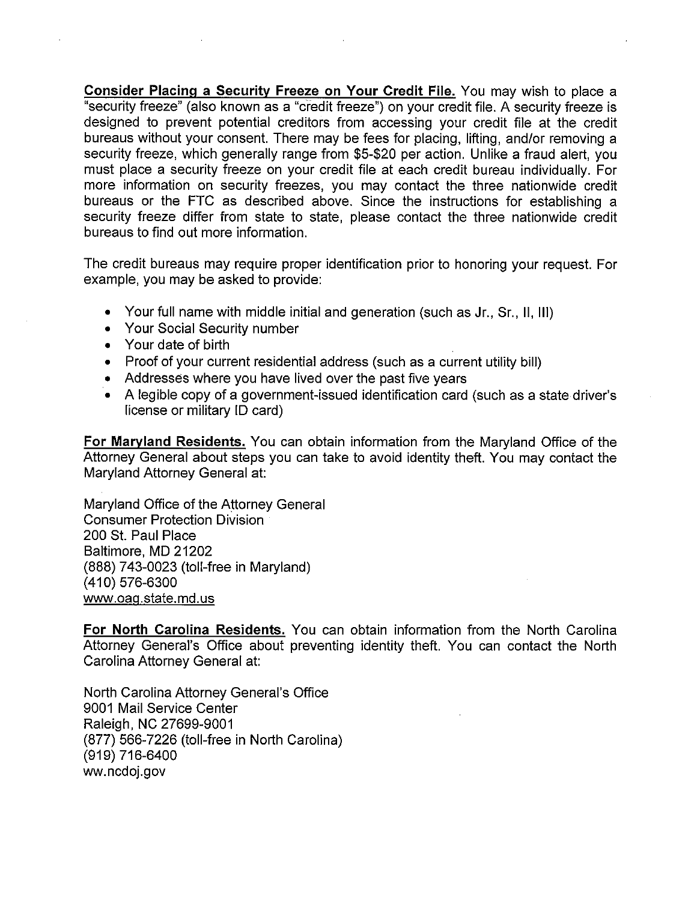**Consider Placing a Security Freeze on Your Credit File.** You may wish to place a "security freeze" (also known as a "credit freeze") on your credit file. A security freeze is designed to prevent potential creditors from accessing your credit file at the credit bureaus without your consent. There may be fees for placing, lifting, and/or removing a security freeze, which generally range from $5-$20 per action. Unlike a fraud alert, you must place a security freeze on your credit file at each credit bureau individually. For more information on security freezes, you may contact the three nationwide credit bureaus or the FTC as described above. Since the instructions for establishing a security freeze differ from state to state, please contact the three nationwide credit bureaus to find out more information.

The credit bureaus may require proper identification prior to honoring your request. For example, you may be asked to provide:

- Your full name with middle initial and generation (such as Jr., Sr., II, III)
- Your Social Security number
- Your date of birth
- Proof of your current residential address (such as a current utility bill)
- Addresses where you have lived over the past five years
- A legible copy of a government-issued identification card (such as a state driver's license or military ID card)

**For Maryland Residents.** You can obtain information from the Maryland Office of the Attorney General about steps you can take to avoid identity theft. You may contact the Maryland Attorney General at:

Maryland Office of the Attorney General
Consumer Protection Division
200 St. Paul Place
Baltimore, MD 21202
(888) 743-0023 (toll-free in Maryland)
(410) 576-6300
www.oag.state.md.us

**For North Carolina Residents.** You can obtain information from the North Carolina Attorney General's Office about preventing identity theft. You can contact the North Carolina Attorney General at:

North Carolina Attorney General's Office
9001 Mail Service Center
Raleigh, NC 27699-9001
(877) 566-7226 (toll-free in North Carolina)
(919) 716-6400
ww.ncdoj.gov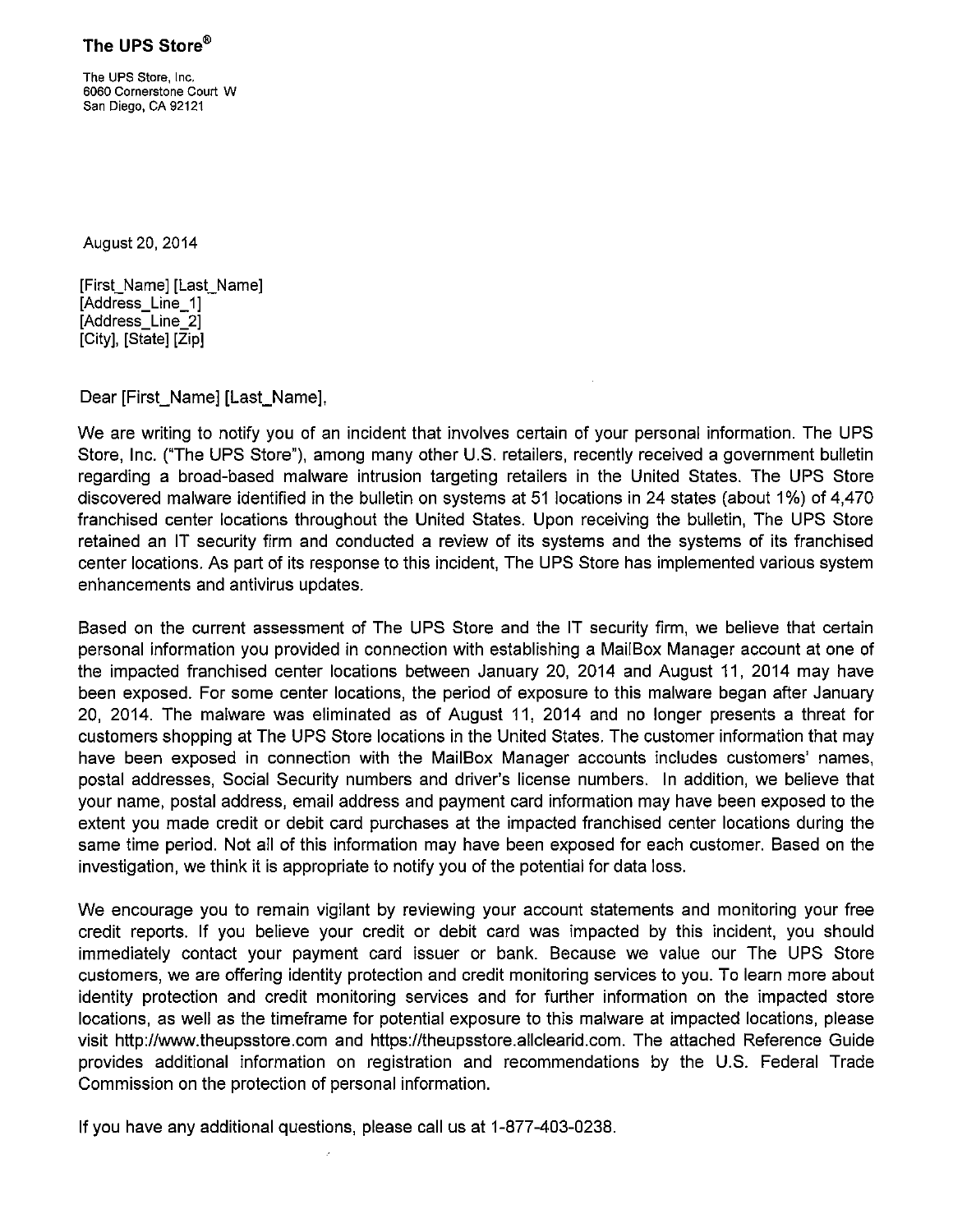**The UPS Store®**

The UPS Store, Inc.
6060 Cornerstone Court W
San Diego, CA 92121

August 20, 2014

[First_Name] [Last_Name]
[Address_Line_1]
[Address_Line_2]
[City], [State] [Zip]

Dear [First_Name] [Last_Name],

We are writing to notify you of an incident that involves certain of your personal information. The UPS Store, Inc. ("The UPS Store"), among many other U.S. retailers, recently received a government bulletin regarding a broad-based malware intrusion targeting retailers in the United States. The UPS Store discovered malware identified in the bulletin on systems at 51 locations in 24 states (about 1%) of 4,470 franchised center locations throughout the United States. Upon receiving the bulletin, The UPS Store retained an IT security firm and conducted a review of its systems and the systems of its franchised center locations. As part of its response to this incident, The UPS Store has implemented various system enhancements and antivirus updates.

Based on the current assessment of The UPS Store and the IT security firm, we believe that certain personal information you provided in connection with establishing a MailBox Manager account at one of the impacted franchised center locations between January 20, 2014 and August 11, 2014 may have been exposed. For some center locations, the period of exposure to this malware began after January 20, 2014. The malware was eliminated as of August 11, 2014 and no longer presents a threat for customers shopping at The UPS Store locations in the United States. The customer information that may have been exposed in connection with the MailBox Manager accounts includes customers' names, postal addresses, Social Security numbers and driver's license numbers. In addition, we believe that your name, postal address, email address and payment card information may have been exposed to the extent you made credit or debit card purchases at the impacted franchised center locations during the same time period. Not all of this information may have been exposed for each customer. Based on the investigation, we think it is appropriate to notify you of the potential for data loss.

We encourage you to remain vigilant by reviewing your account statements and monitoring your free credit reports. If you believe your credit or debit card was impacted by this incident, you should immediately contact your payment card issuer or bank. Because we value our The UPS Store customers, we are offering identity protection and credit monitoring services to you. To learn more about identity protection and credit monitoring services and for further information on the impacted store locations, as well as the timeframe for potential exposure to this malware at impacted locations, please visit http://www.theupsstore.com and https://theupsstore.allclearid.com. The attached Reference Guide provides additional information on registration and recommendations by the U.S. Federal Trade Commission on the protection of personal information.

If you have any additional questions, please call us at 1-877-403-0238.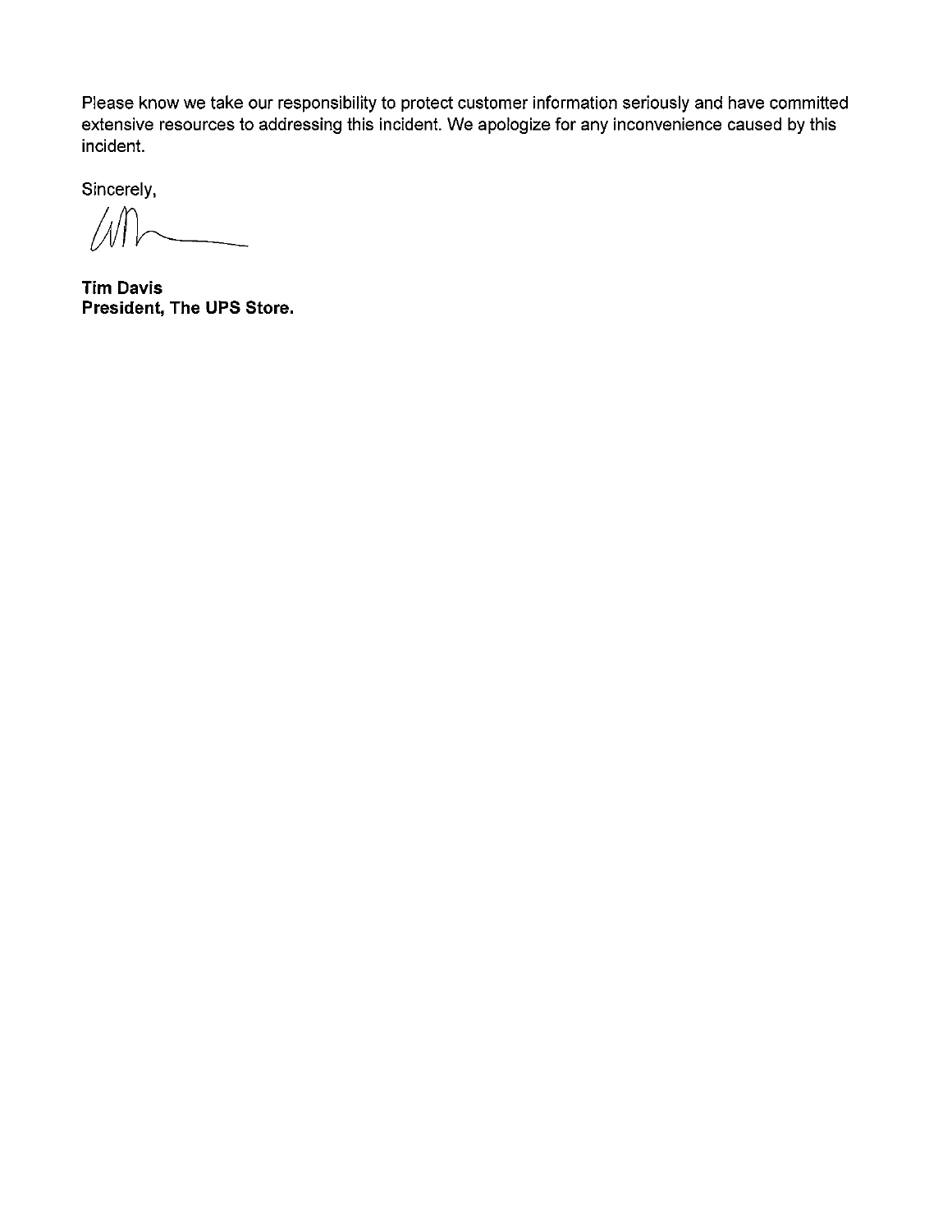Please know we take our responsibility to protect customer information seriously and have committed extensive resources to addressing this incident. We apologize for any inconvenience caused by this incident.

Sincerely,

**Tim Davis**
**President, The UPS Store.**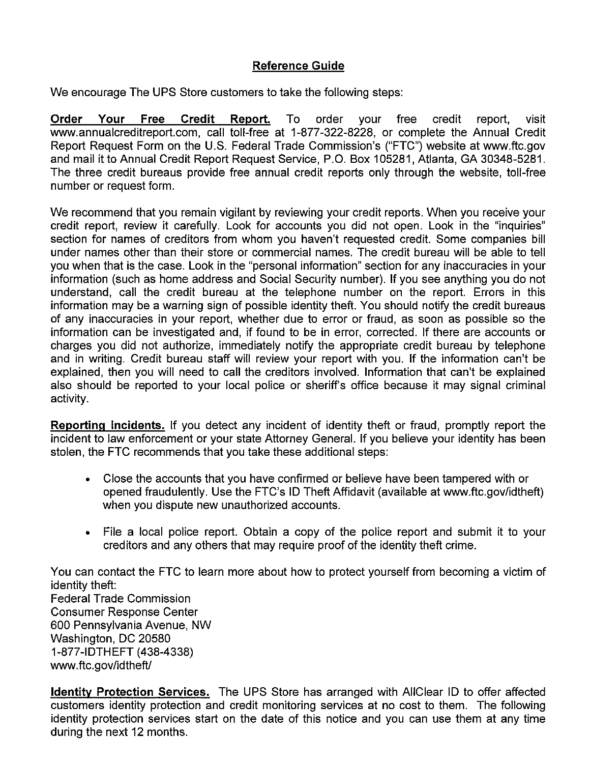## Reference Guide

We encourage The UPS Store customers to take the following steps:

**Order Your Free Credit Report.** To order your free credit report, visit www.annualcreditreport.com, call toll-free at 1-877-322-8228, or complete the Annual Credit Report Request Form on the U.S. Federal Trade Commission's ("FTC") website at www.ftc.gov and mail it to Annual Credit Report Request Service, P.O. Box 105281, Atlanta, GA 30348-5281. The three credit bureaus provide free annual credit reports only through the website, toll-free number or request form.

We recommend that you remain vigilant by reviewing your credit reports. When you receive your credit report, review it carefully. Look for accounts you did not open. Look in the "inquiries" section for names of creditors from whom you haven't requested credit. Some companies bill under names other than their store or commercial names. The credit bureau will be able to tell you when that is the case. Look in the "personal information" section for any inaccuracies in your information (such as home address and Social Security number). If you see anything you do not understand, call the credit bureau at the telephone number on the report. Errors in this information may be a warning sign of possible identity theft. You should notify the credit bureaus of any inaccuracies in your report, whether due to error or fraud, as soon as possible so the information can be investigated and, if found to be in error, corrected. If there are accounts or charges you did not authorize, immediately notify the appropriate credit bureau by telephone and in writing. Credit bureau staff will review your report with you. If the information can't be explained, then you will need to call the creditors involved. Information that can't be explained also should be reported to your local police or sheriff's office because it may signal criminal activity.

**Reporting Incidents.** If you detect any incident of identity theft or fraud, promptly report the incident to law enforcement or your state Attorney General. If you believe your identity has been stolen, the FTC recommends that you take these additional steps:

- Close the accounts that you have confirmed or believe have been tampered with or opened fraudulently. Use the FTC's ID Theft Affidavit (available at www.ftc.gov/idtheft) when you dispute new unauthorized accounts.
- File a local police report. Obtain a copy of the police report and submit it to your creditors and any others that may require proof of the identity theft crime.

You can contact the FTC to learn more about how to protect yourself from becoming a victim of identity theft:
Federal Trade Commission
Consumer Response Center
600 Pennsylvania Avenue, NW
Washington, DC 20580
1-877-IDTHEFT (438-4338)
www.ftc.gov/idtheft/

**Identity Protection Services.** The UPS Store has arranged with AllClear ID to offer affected customers identity protection and credit monitoring services at no cost to them. The following identity protection services start on the date of this notice and you can use them at any time during the next 12 months.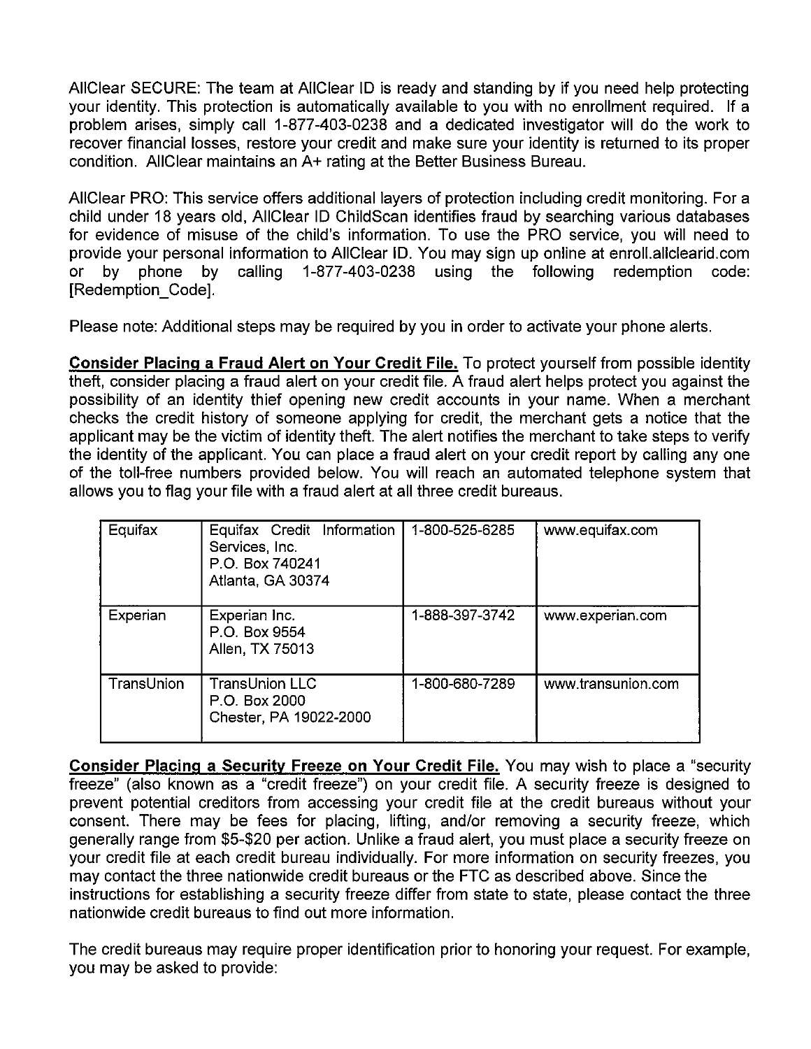AllClear SECURE: The team at AllClear ID is ready and standing by if you need help protecting your identity. This protection is automatically available to you with no enrollment required. If a problem arises, simply call 1-877-403-0238 and a dedicated investigator will do the work to recover financial losses, restore your credit and make sure your identity is returned to its proper condition. AllClear maintains an A+ rating at the Better Business Bureau.

AllClear PRO: This service offers additional layers of protection including credit monitoring. For a child under 18 years old, AllClear ID ChildScan identifies fraud by searching various databases for evidence of misuse of the child's information. To use the PRO service, you will need to provide your personal information to AllClear ID. You may sign up online at enroll.allclearid.com or by phone by calling 1-877-403-0238 using the following redemption code: [Redemption_Code].

Please note: Additional steps may be required by you in order to activate your phone alerts.

**Consider Placing a Fraud Alert on Your Credit File.** To protect yourself from possible identity theft, consider placing a fraud alert on your credit file. A fraud alert helps protect you against the possibility of an identity thief opening new credit accounts in your name. When a merchant checks the credit history of someone applying for credit, the merchant gets a notice that the applicant may be the victim of identity theft. The alert notifies the merchant to take steps to verify the identity of the applicant. You can place a fraud alert on your credit report by calling any one of the toll-free numbers provided below. You will reach an automated telephone system that allows you to flag your file with a fraud alert at all three credit bureaus.

| | | | |
|---|---|---|---|
| Equifax | Equifax Credit Information Services, Inc.<br>P.O. Box 740241<br>Atlanta, GA 30374 | 1-800-525-6285 | www.equifax.com |
| Experian | Experian Inc.<br>P.O. Box 9554<br>Allen, TX 75013 | 1-888-397-3742 | www.experian.com |
| TransUnion | TransUnion LLC<br>P.O. Box 2000<br>Chester, PA 19022-2000 | 1-800-680-7289 | www.transunion.com |

**Consider Placing a Security Freeze on Your Credit File.** You may wish to place a "security freeze" (also known as a "credit freeze") on your credit file. A security freeze is designed to prevent potential creditors from accessing your credit file at the credit bureaus without your consent. There may be fees for placing, lifting, and/or removing a security freeze, which generally range from $5-$20 per action. Unlike a fraud alert, you must place a security freeze on your credit file at each credit bureau individually. For more information on security freezes, you may contact the three nationwide credit bureaus or the FTC as described above. Since the instructions for establishing a security freeze differ from state to state, please contact the three nationwide credit bureaus to find out more information.

The credit bureaus may require proper identification prior to honoring your request. For example, you may be asked to provide: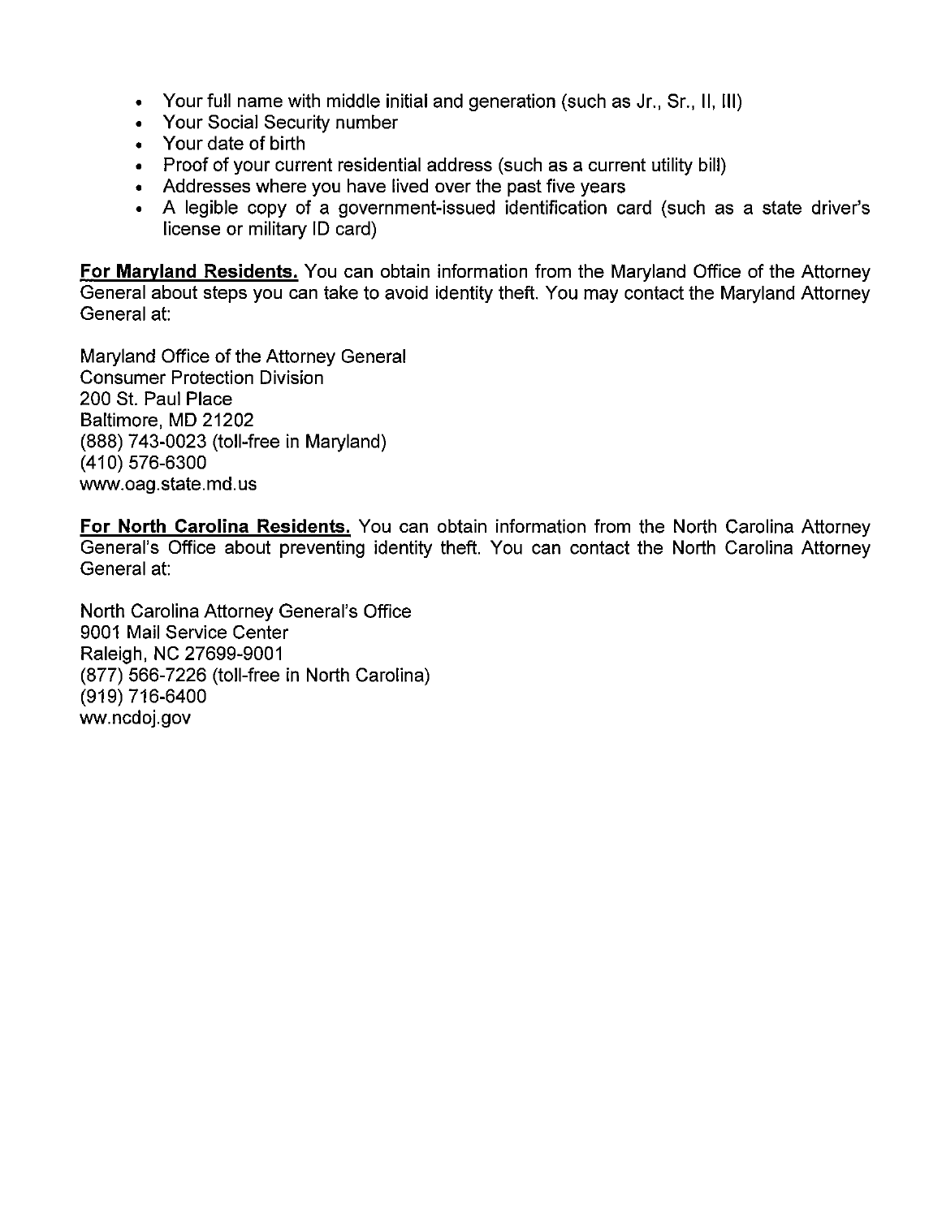- Your full name with middle initial and generation (such as Jr., Sr., II, III)
- Your Social Security number
- Your date of birth
- Proof of your current residential address (such as a current utility bill)
- Addresses where you have lived over the past five years
- A legible copy of a government-issued identification card (such as a state driver's license or military ID card)

**For Maryland Residents.** You can obtain information from the Maryland Office of the Attorney General about steps you can take to avoid identity theft. You may contact the Maryland Attorney General at:

Maryland Office of the Attorney General
Consumer Protection Division
200 St. Paul Place
Baltimore, MD 21202
(888) 743-0023 (toll-free in Maryland)
(410) 576-6300
www.oag.state.md.us

**For North Carolina Residents.** You can obtain information from the North Carolina Attorney General's Office about preventing identity theft. You can contact the North Carolina Attorney General at:

North Carolina Attorney General's Office
9001 Mail Service Center
Raleigh, NC 27699-9001
(877) 566-7226 (toll-free in North Carolina)
(919) 716-6400
ww.ncdoj.gov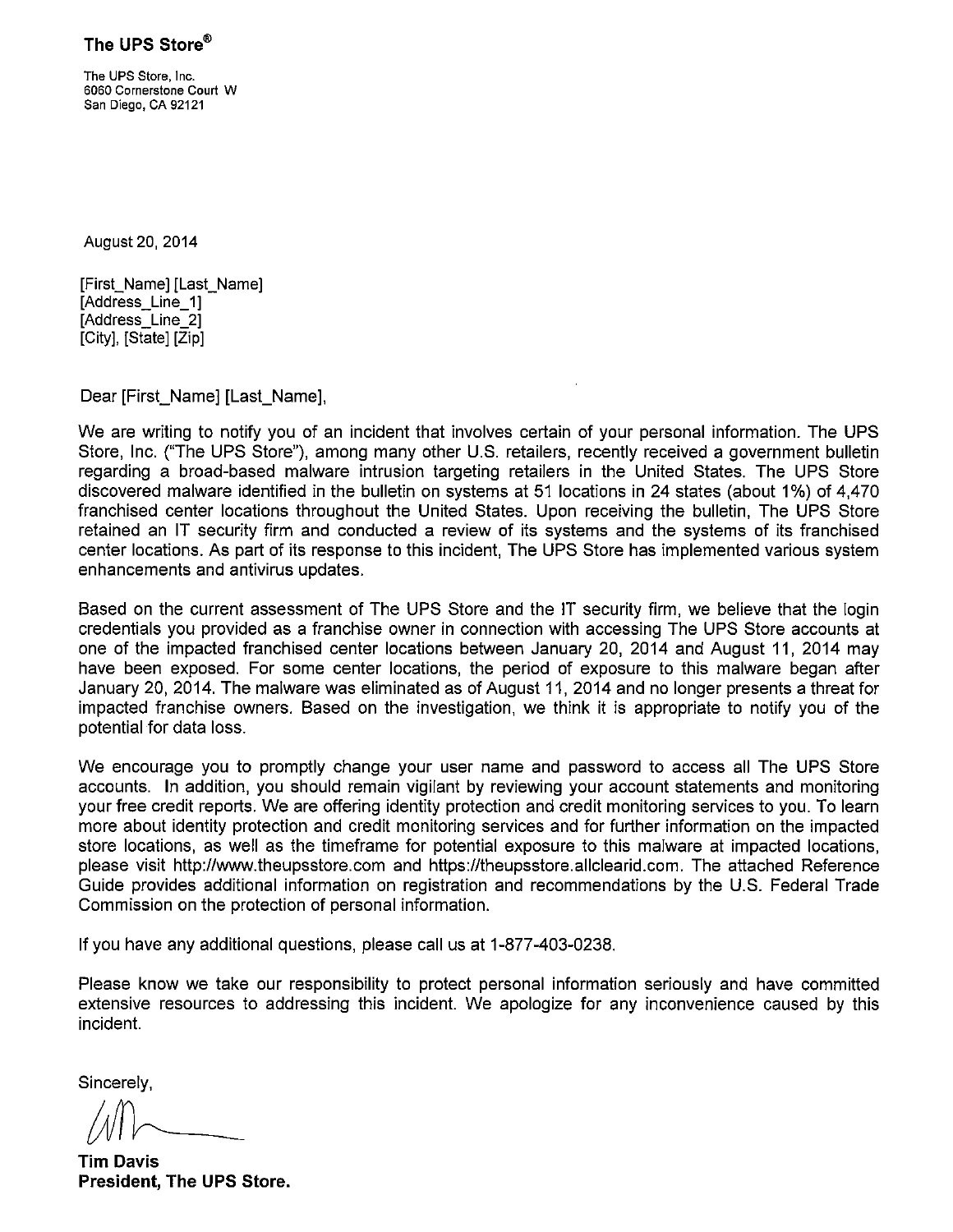**The UPS Store®**

The UPS Store, Inc.
6060 Cornerstone Court W
San Diego, CA 92121

August 20, 2014

[First_Name] [Last_Name]
[Address_Line_1]
[Address_Line_2]
[City], [State] [Zip]

Dear [First_Name] [Last_Name],

We are writing to notify you of an incident that involves certain of your personal information. The UPS Store, Inc. ("The UPS Store"), among many other U.S. retailers, recently received a government bulletin regarding a broad-based malware intrusion targeting retailers in the United States. The UPS Store discovered malware identified in the bulletin on systems at 51 locations in 24 states (about 1%) of 4,470 franchised center locations throughout the United States. Upon receiving the bulletin, The UPS Store retained an IT security firm and conducted a review of its systems and the systems of its franchised center locations. As part of its response to this incident, The UPS Store has implemented various system enhancements and antivirus updates.

Based on the current assessment of The UPS Store and the IT security firm, we believe that the login credentials you provided as a franchise owner in connection with accessing The UPS Store accounts at one of the impacted franchised center locations between January 20, 2014 and August 11, 2014 may have been exposed. For some center locations, the period of exposure to this malware began after January 20, 2014. The malware was eliminated as of August 11, 2014 and no longer presents a threat for impacted franchise owners. Based on the investigation, we think it is appropriate to notify you of the potential for data loss.

We encourage you to promptly change your user name and password to access all The UPS Store accounts. In addition, you should remain vigilant by reviewing your account statements and monitoring your free credit reports. We are offering identity protection and credit monitoring services to you. To learn more about identity protection and credit monitoring services and for further information on the impacted store locations, as well as the timeframe for potential exposure to this malware at impacted locations, please visit http://www.theupsstore.com and https://theupsstore.allclearid.com. The attached Reference Guide provides additional information on registration and recommendations by the U.S. Federal Trade Commission on the protection of personal information.

If you have any additional questions, please call us at 1-877-403-0238.

Please know we take our responsibility to protect personal information seriously and have committed extensive resources to addressing this incident. We apologize for any inconvenience caused by this incident.

Sincerely,

**Tim Davis**
**President, The UPS Store.**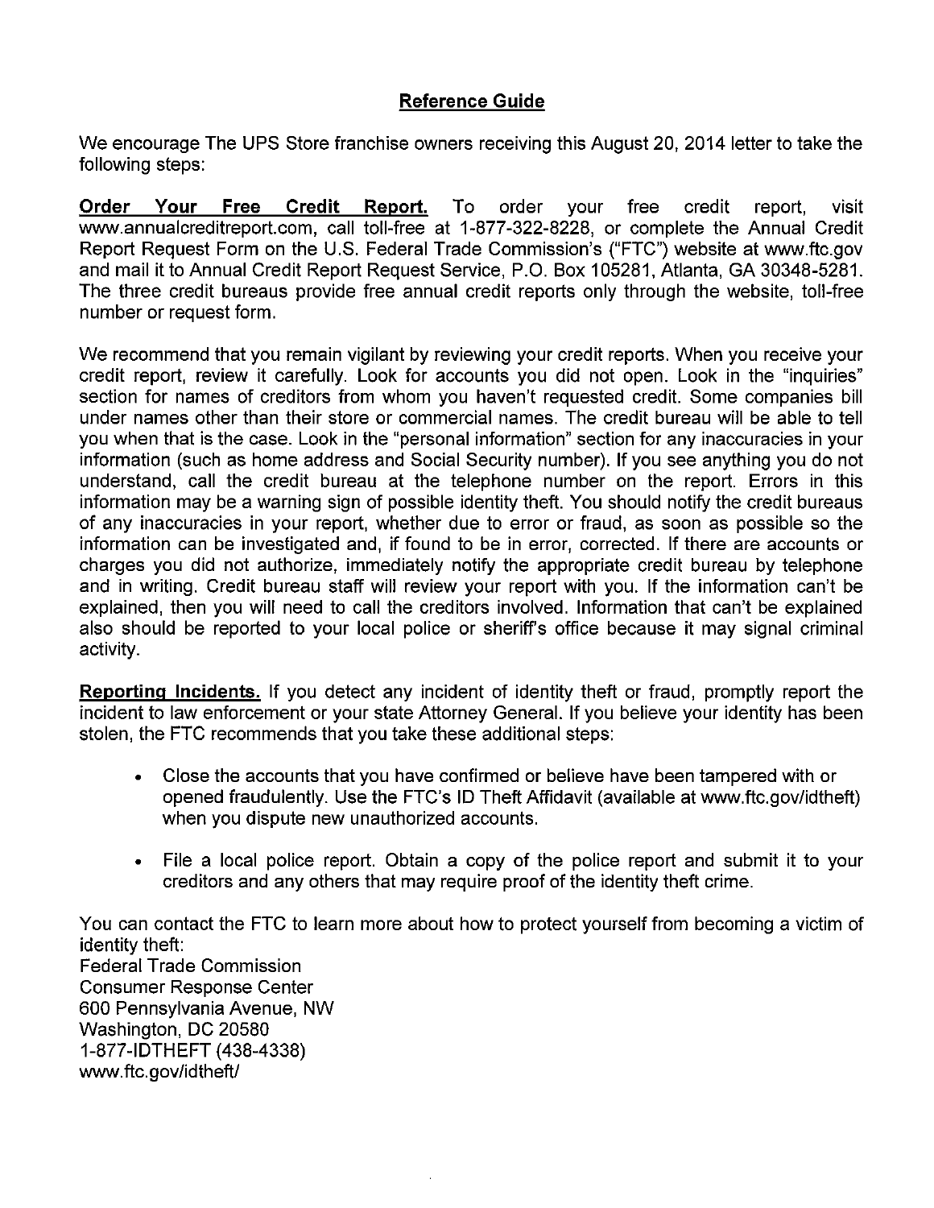## Reference Guide

We encourage The UPS Store franchise owners receiving this August 20, 2014 letter to take the following steps:

**Order Your Free Credit Report.** To order your free credit report, visit www.annualcreditreport.com, call toll-free at 1-877-322-8228, or complete the Annual Credit Report Request Form on the U.S. Federal Trade Commission's ("FTC") website at www.ftc.gov and mail it to Annual Credit Report Request Service, P.O. Box 105281, Atlanta, GA 30348-5281. The three credit bureaus provide free annual credit reports only through the website, toll-free number or request form.

We recommend that you remain vigilant by reviewing your credit reports. When you receive your credit report, review it carefully. Look for accounts you did not open. Look in the "inquiries" section for names of creditors from whom you haven't requested credit. Some companies bill under names other than their store or commercial names. The credit bureau will be able to tell you when that is the case. Look in the "personal information" section for any inaccuracies in your information (such as home address and Social Security number). If you see anything you do not understand, call the credit bureau at the telephone number on the report. Errors in this information may be a warning sign of possible identity theft. You should notify the credit bureaus of any inaccuracies in your report, whether due to error or fraud, as soon as possible so the information can be investigated and, if found to be in error, corrected. If there are accounts or charges you did not authorize, immediately notify the appropriate credit bureau by telephone and in writing. Credit bureau staff will review your report with you. If the information can't be explained, then you will need to call the creditors involved. Information that can't be explained also should be reported to your local police or sheriff's office because it may signal criminal activity.

**Reporting Incidents.** If you detect any incident of identity theft or fraud, promptly report the incident to law enforcement or your state Attorney General. If you believe your identity has been stolen, the FTC recommends that you take these additional steps:

- Close the accounts that you have confirmed or believe have been tampered with or opened fraudulently. Use the FTC's ID Theft Affidavit (available at www.ftc.gov/idtheft) when you dispute new unauthorized accounts.
- File a local police report. Obtain a copy of the police report and submit it to your creditors and any others that may require proof of the identity theft crime.

You can contact the FTC to learn more about how to protect yourself from becoming a victim of identity theft:
Federal Trade Commission
Consumer Response Center
600 Pennsylvania Avenue, NW
Washington, DC 20580
1-877-IDTHEFT (438-4338)
www.ftc.gov/idtheft/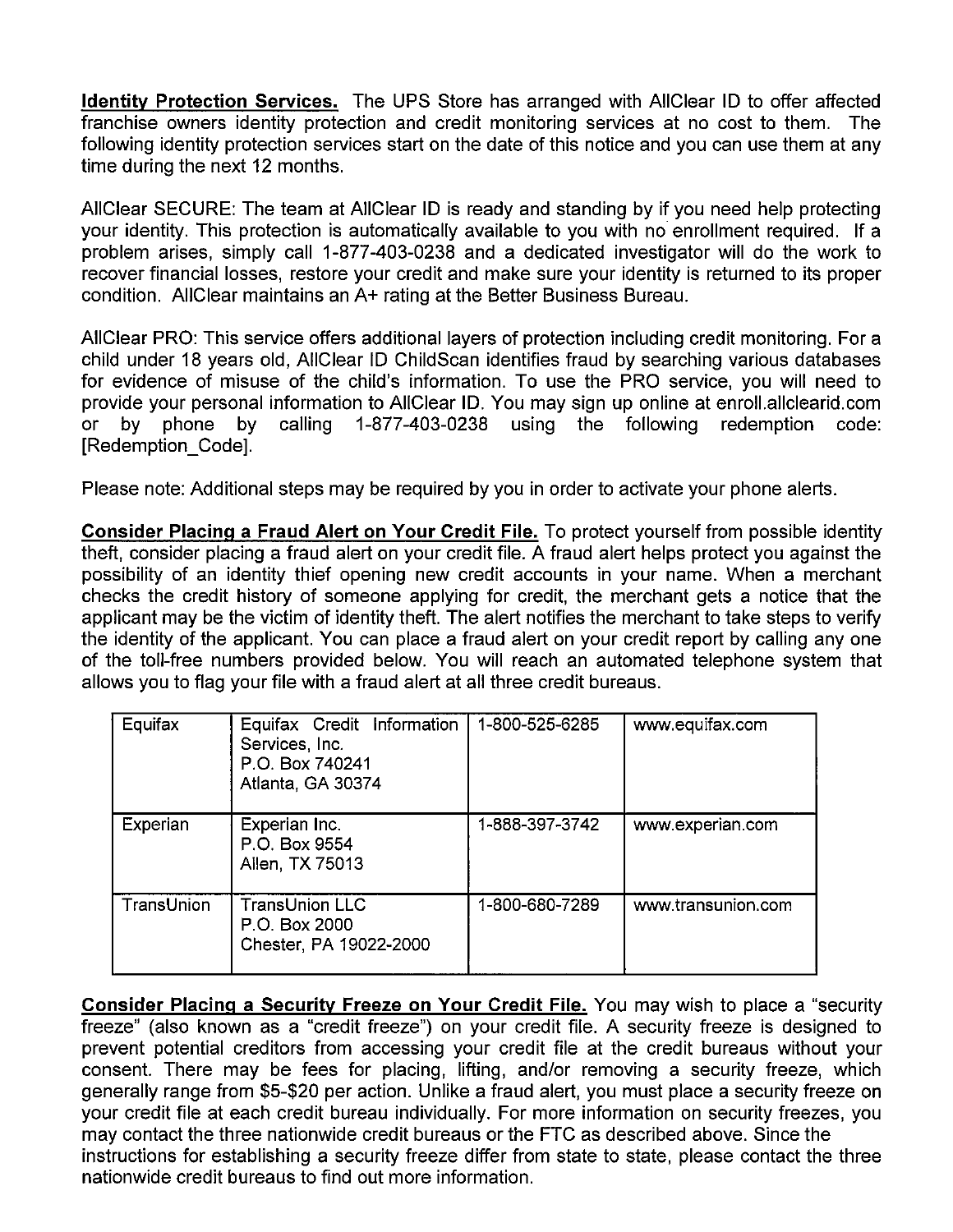**Identity Protection Services.** The UPS Store has arranged with AllClear ID to offer affected franchise owners identity protection and credit monitoring services at no cost to them. The following identity protection services start on the date of this notice and you can use them at any time during the next 12 months.

AllClear SECURE: The team at AllClear ID is ready and standing by if you need help protecting your identity. This protection is automatically available to you with no enrollment required. If a problem arises, simply call 1-877-403-0238 and a dedicated investigator will do the work to recover financial losses, restore your credit and make sure your identity is returned to its proper condition. AllClear maintains an A+ rating at the Better Business Bureau.

AllClear PRO: This service offers additional layers of protection including credit monitoring. For a child under 18 years old, AllClear ID ChildScan identifies fraud by searching various databases for evidence of misuse of the child's information. To use the PRO service, you will need to provide your personal information to AllClear ID. You may sign up online at enroll.allclearid.com or by phone by calling 1-877-403-0238 using the following redemption code: [Redemption_Code].

Please note: Additional steps may be required by you in order to activate your phone alerts.

**Consider Placing a Fraud Alert on Your Credit File.** To protect yourself from possible identity theft, consider placing a fraud alert on your credit file. A fraud alert helps protect you against the possibility of an identity thief opening new credit accounts in your name. When a merchant checks the credit history of someone applying for credit, the merchant gets a notice that the applicant may be the victim of identity theft. The alert notifies the merchant to take steps to verify the identity of the applicant. You can place a fraud alert on your credit report by calling any one of the toll-free numbers provided below. You will reach an automated telephone system that allows you to flag your file with a fraud alert at all three credit bureaus.

| | | | |
|---|---|---|---|
| Equifax | Equifax Credit Information Services, Inc.<br>P.O. Box 740241<br>Atlanta, GA 30374 | 1-800-525-6285 | www.equifax.com |
| Experian | Experian Inc.<br>P.O. Box 9554<br>Allen, TX 75013 | 1-888-397-3742 | www.experian.com |
| TransUnion | TransUnion LLC<br>P.O. Box 2000<br>Chester, PA 19022-2000 | 1-800-680-7289 | www.transunion.com |

**Consider Placing a Security Freeze on Your Credit File.** You may wish to place a "security freeze" (also known as a "credit freeze") on your credit file. A security freeze is designed to prevent potential creditors from accessing your credit file at the credit bureaus without your consent. There may be fees for placing, lifting, and/or removing a security freeze, which generally range from $5-$20 per action. Unlike a fraud alert, you must place a security freeze on your credit file at each credit bureau individually. For more information on security freezes, you may contact the three nationwide credit bureaus or the FTC as described above. Since the instructions for establishing a security freeze differ from state to state, please contact the three nationwide credit bureaus to find out more information.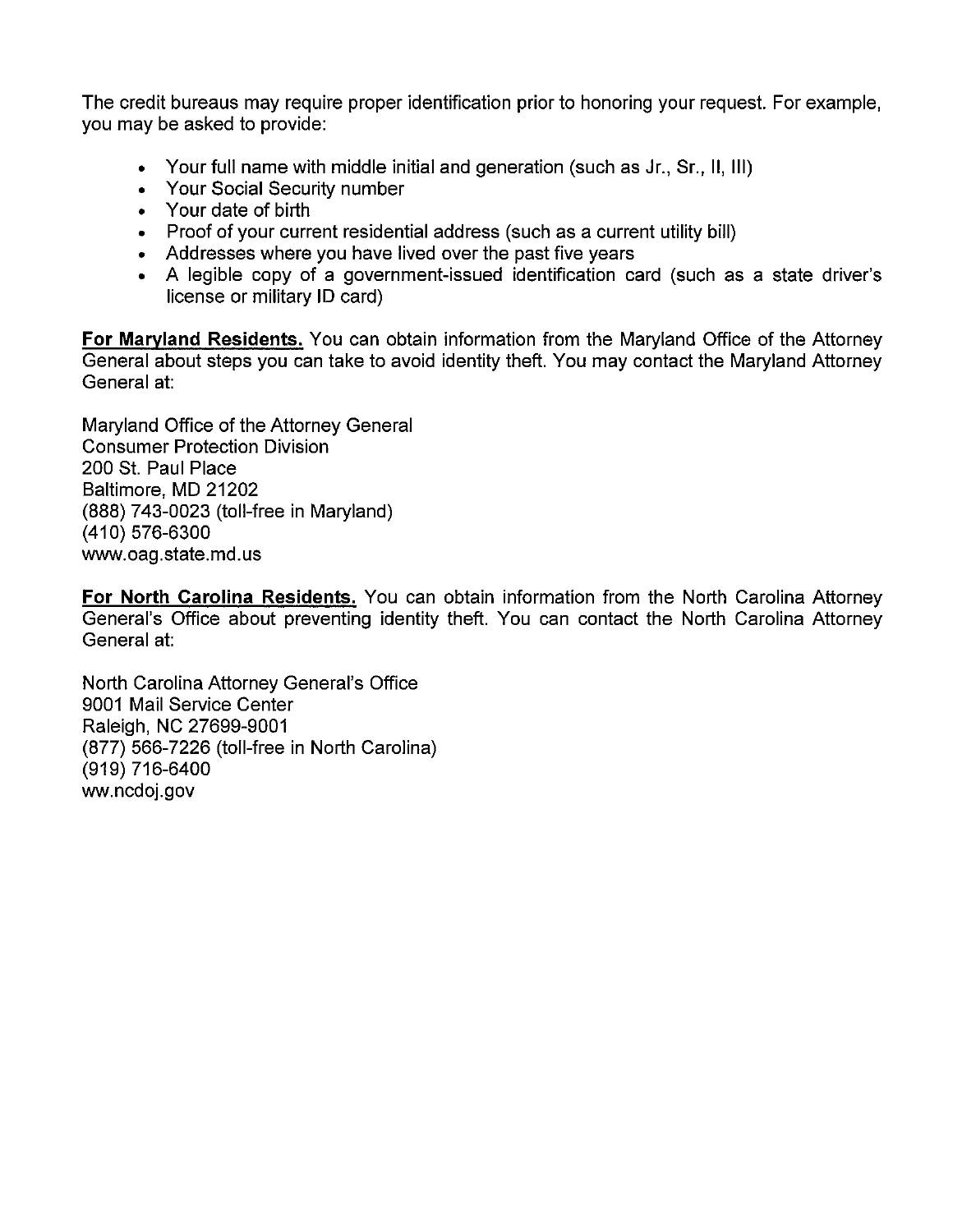The credit bureaus may require proper identification prior to honoring your request. For example, you may be asked to provide:

- Your full name with middle initial and generation (such as Jr., Sr., II, III)
- Your Social Security number
- Your date of birth
- Proof of your current residential address (such as a current utility bill)
- Addresses where you have lived over the past five years
- A legible copy of a government-issued identification card (such as a state driver's license or military ID card)

**For Maryland Residents.** You can obtain information from the Maryland Office of the Attorney General about steps you can take to avoid identity theft. You may contact the Maryland Attorney General at:

Maryland Office of the Attorney General
Consumer Protection Division
200 St. Paul Place
Baltimore, MD 21202
(888) 743-0023 (toll-free in Maryland)
(410) 576-6300
www.oag.state.md.us

**For North Carolina Residents.** You can obtain information from the North Carolina Attorney General's Office about preventing identity theft. You can contact the North Carolina Attorney General at:

North Carolina Attorney General's Office
9001 Mail Service Center
Raleigh, NC 27699-9001
(877) 566-7226 (toll-free in North Carolina)
(919) 716-6400
ww.ncdoj.gov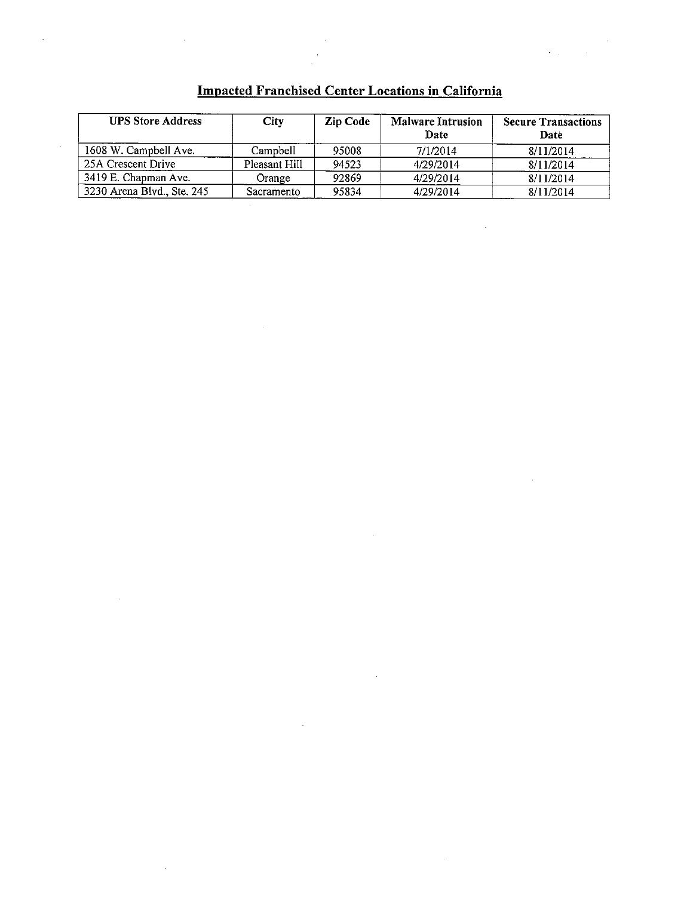## Impacted Franchised Center Locations in California

| UPS Store Address | City | Zip Code | Malware Intrusion Date | Secure Transactions Date |
|---|---|---|---|---|
| 1608 W. Campbell Ave. | Campbell | 95008 | 7/1/2014 | 8/11/2014 |
| 25A Crescent Drive | Pleasant Hill | 94523 | 4/29/2014 | 8/11/2014 |
| 3419 E. Chapman Ave. | Orange | 92869 | 4/29/2014 | 8/11/2014 |
| 3230 Arena Blvd., Ste. 245 | Sacramento | 95834 | 4/29/2014 | 8/11/2014 |